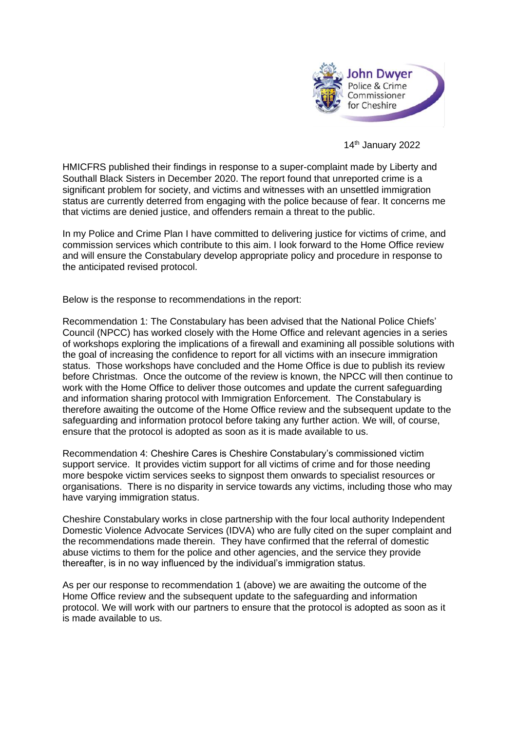John Dwyer
Police & Crime Commissioner for Cheshire

14th January 2022

HMICFRS published their findings in response to a super-complaint made by Liberty and Southall Black Sisters in December 2020. The report found that unreported crime is a significant problem for society, and victims and witnesses with an unsettled immigration status are currently deterred from engaging with the police because of fear. It concerns me that victims are denied justice, and offenders remain a threat to the public.

In my Police and Crime Plan I have committed to delivering justice for victims of crime, and commission services which contribute to this aim. I look forward to the Home Office review and will ensure the Constabulary develop appropriate policy and procedure in response to the anticipated revised protocol.

Below is the response to recommendations in the report:

Recommendation 1: The Constabulary has been advised that the National Police Chiefs' Council (NPCC) has worked closely with the Home Office and relevant agencies in a series of workshops exploring the implications of a firewall and examining all possible solutions with the goal of increasing the confidence to report for all victims with an insecure immigration status. Those workshops have concluded and the Home Office is due to publish its review before Christmas. Once the outcome of the review is known, the NPCC will then continue to work with the Home Office to deliver those outcomes and update the current safeguarding and information sharing protocol with Immigration Enforcement. The Constabulary is therefore awaiting the outcome of the Home Office review and the subsequent update to the safeguarding and information protocol before taking any further action. We will, of course, ensure that the protocol is adopted as soon as it is made available to us.

Recommendation 4: Cheshire Cares is Cheshire Constabulary's commissioned victim support service. It provides victim support for all victims of crime and for those needing more bespoke victim services seeks to signpost them onwards to specialist resources or organisations. There is no disparity in service towards any victims, including those who may have varying immigration status.

Cheshire Constabulary works in close partnership with the four local authority Independent Domestic Violence Advocate Services (IDVA) who are fully cited on the super complaint and the recommendations made therein. They have confirmed that the referral of domestic abuse victims to them for the police and other agencies, and the service they provide thereafter, is in no way influenced by the individual's immigration status.

As per our response to recommendation 1 (above) we are awaiting the outcome of the Home Office review and the subsequent update to the safeguarding and information protocol. We will work with our partners to ensure that the protocol is adopted as soon as it is made available to us.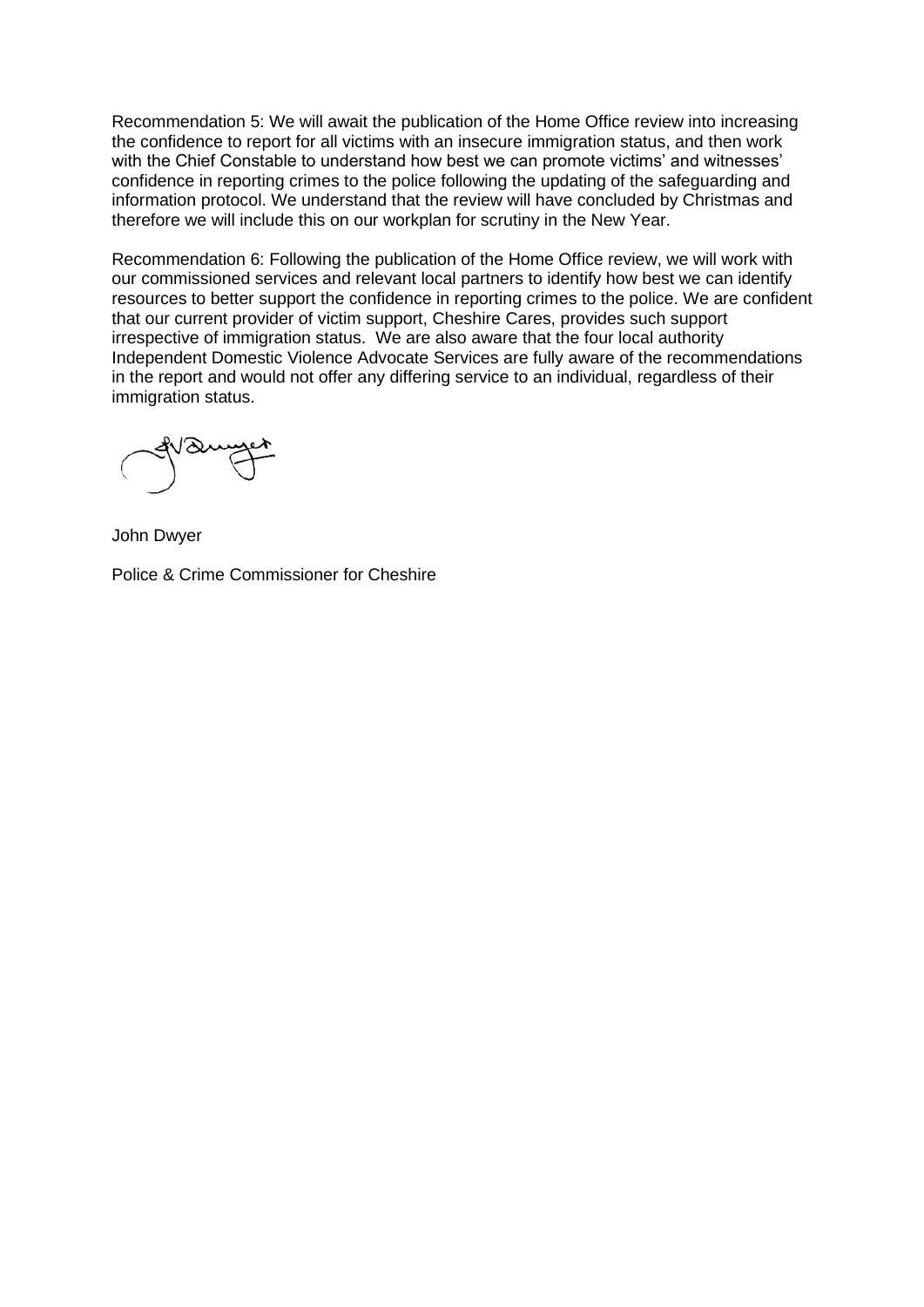Recommendation 5: We will await the publication of the Home Office review into increasing the confidence to report for all victims with an insecure immigration status, and then work with the Chief Constable to understand how best we can promote victims' and witnesses' confidence in reporting crimes to the police following the updating of the safeguarding and information protocol. We understand that the review will have concluded by Christmas and therefore we will include this on our workplan for scrutiny in the New Year.

Recommendation 6: Following the publication of the Home Office review, we will work with our commissioned services and relevant local partners to identify how best we can identify resources to better support the confidence in reporting crimes to the police. We are confident that our current provider of victim support, Cheshire Cares, provides such support irrespective of immigration status. We are also aware that the four local authority Independent Domestic Violence Advocate Services are fully aware of the recommendations in the report and would not offer any differing service to an individual, regardless of their immigration status.

John Dwyer

Police & Crime Commissioner for Cheshire